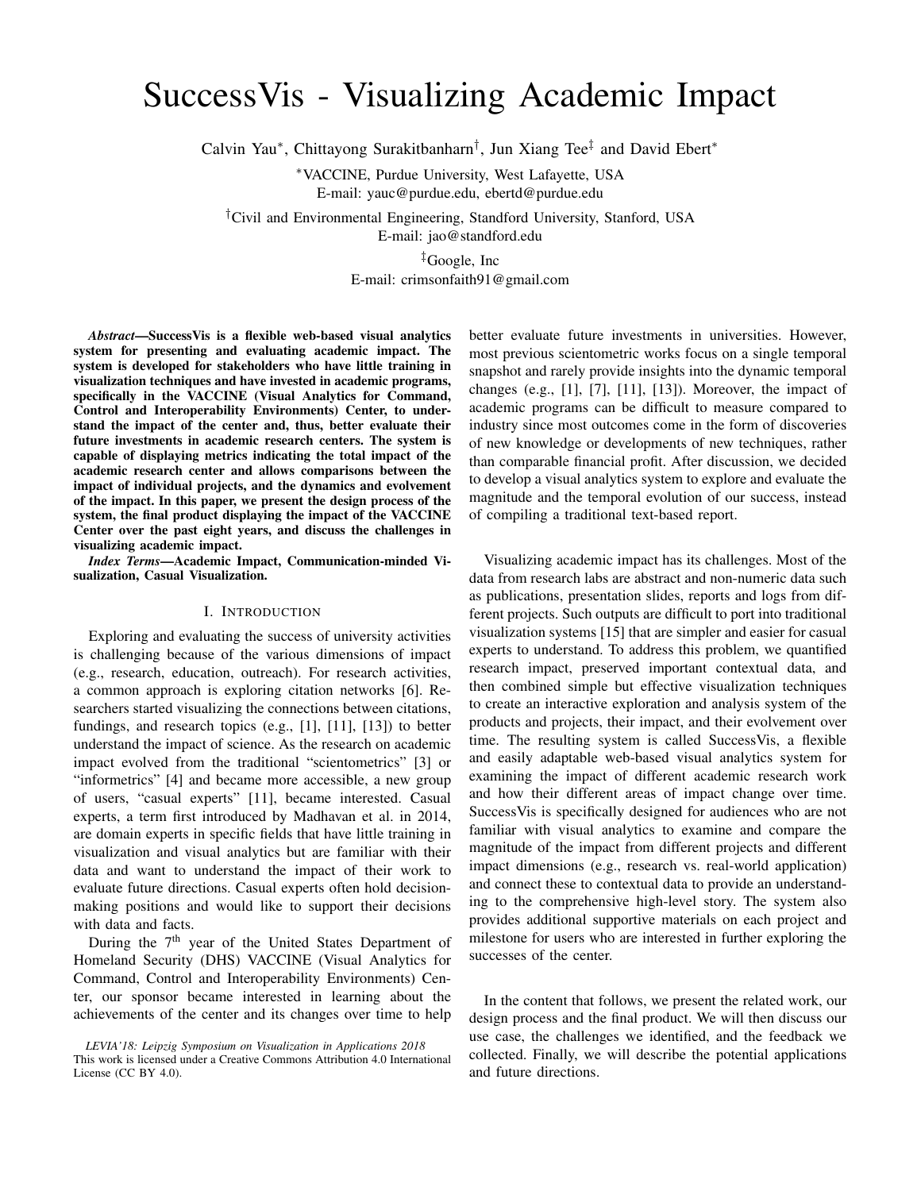# SuccessVis - Visualizing Academic Impact

Calvin Yau[*], Chittayong Surakitbanharn[†], Jun Xiang Tee[‡] and David Ebert[*]

[*]VACCINE, Purdue University, West Lafayette, USA
E-mail: yauc@purdue.edu, ebertd@purdue.edu

[†]Civil and Environmental Engineering, Standford University, Stanford, USA
E-mail: jao@standford.edu

[‡]Google, Inc
E-mail: crimsonfaith91@gmail.com

***Abstract*—SuccessVis is a flexible web-based visual analytics system for presenting and evaluating academic impact. The system is developed for stakeholders who have little training in visualization techniques and have invested in academic programs, specifically in the VACCINE (Visual Analytics for Command, Control and Interoperability Environments) Center, to understand the impact of the center and, thus, better evaluate their future investments in academic research centers. The system is capable of displaying metrics indicating the total impact of the academic research center and allows comparisons between the impact of individual projects, and the dynamics and evolvement of the impact. In this paper, we present the design process of the system, the final product displaying the impact of the VACCINE Center over the past eight years, and discuss the challenges in visualizing academic impact.**

***Index Terms*—Academic Impact, Communication-minded Visualization, Casual Visualization.**

## I. Introduction

Exploring and evaluating the success of university activities is challenging because of the various dimensions of impact (e.g., research, education, outreach). For research activities, a common approach is exploring citation networks [6]. Researchers started visualizing the connections between citations, fundings, and research topics (e.g., [1], [11], [13]) to better understand the impact of science. As the research on academic impact evolved from the traditional "scientometrics" [3] or "informetrics" [4] and became more accessible, a new group of users, "casual experts" [11], became interested. Casual experts, a term first introduced by Madhavan et al. in 2014, are domain experts in specific fields that have little training in visualization and visual analytics but are familiar with their data and want to understand the impact of their work to evaluate future directions. Casual experts often hold decision-making positions and would like to support their decisions with data and facts.

During the 7th year of the United States Department of Homeland Security (DHS) VACCINE (Visual Analytics for Command, Control and Interoperability Environments) Center, our sponsor became interested in learning about the achievements of the center and its changes over time to help better evaluate future investments in universities. However, most previous scientometric works focus on a single temporal snapshot and rarely provide insights into the dynamic temporal changes (e.g., [1], [7], [11], [13]). Moreover, the impact of academic programs can be difficult to measure compared to industry since most outcomes come in the form of discoveries of new knowledge or developments of new techniques, rather than comparable financial profit. After discussion, we decided to develop a visual analytics system to explore and evaluate the magnitude and the temporal evolution of our success, instead of compiling a traditional text-based report.

Visualizing academic impact has its challenges. Most of the data from research labs are abstract and non-numeric data such as publications, presentation slides, reports and logs from different projects. Such outputs are difficult to port into traditional visualization systems [15] that are simpler and easier for casual experts to understand. To address this problem, we quantified research impact, preserved important contextual data, and then combined simple but effective visualization techniques to create an interactive exploration and analysis system of the products and projects, their impact, and their evolvement over time. The resulting system is called SuccessVis, a flexible and easily adaptable web-based visual analytics system for examining the impact of different academic research work and how their different areas of impact change over time. SuccessVis is specifically designed for audiences who are not familiar with visual analytics to examine and compare the magnitude of the impact from different projects and different impact dimensions (e.g., research vs. real-world application) and connect these to contextual data to provide an understanding to the comprehensive high-level story. The system also provides additional supportive materials on each project and milestone for users who are interested in further exploring the successes of the center.

In the content that follows, we present the related work, our design process and the final product. We will then discuss our use case, the challenges we identified, and the feedback we collected. Finally, we will describe the potential applications and future directions.

*LEVIA'18: Leipzig Symposium on Visualization in Applications 2018*
This work is licensed under a Creative Commons Attribution 4.0 International License (CC BY 4.0).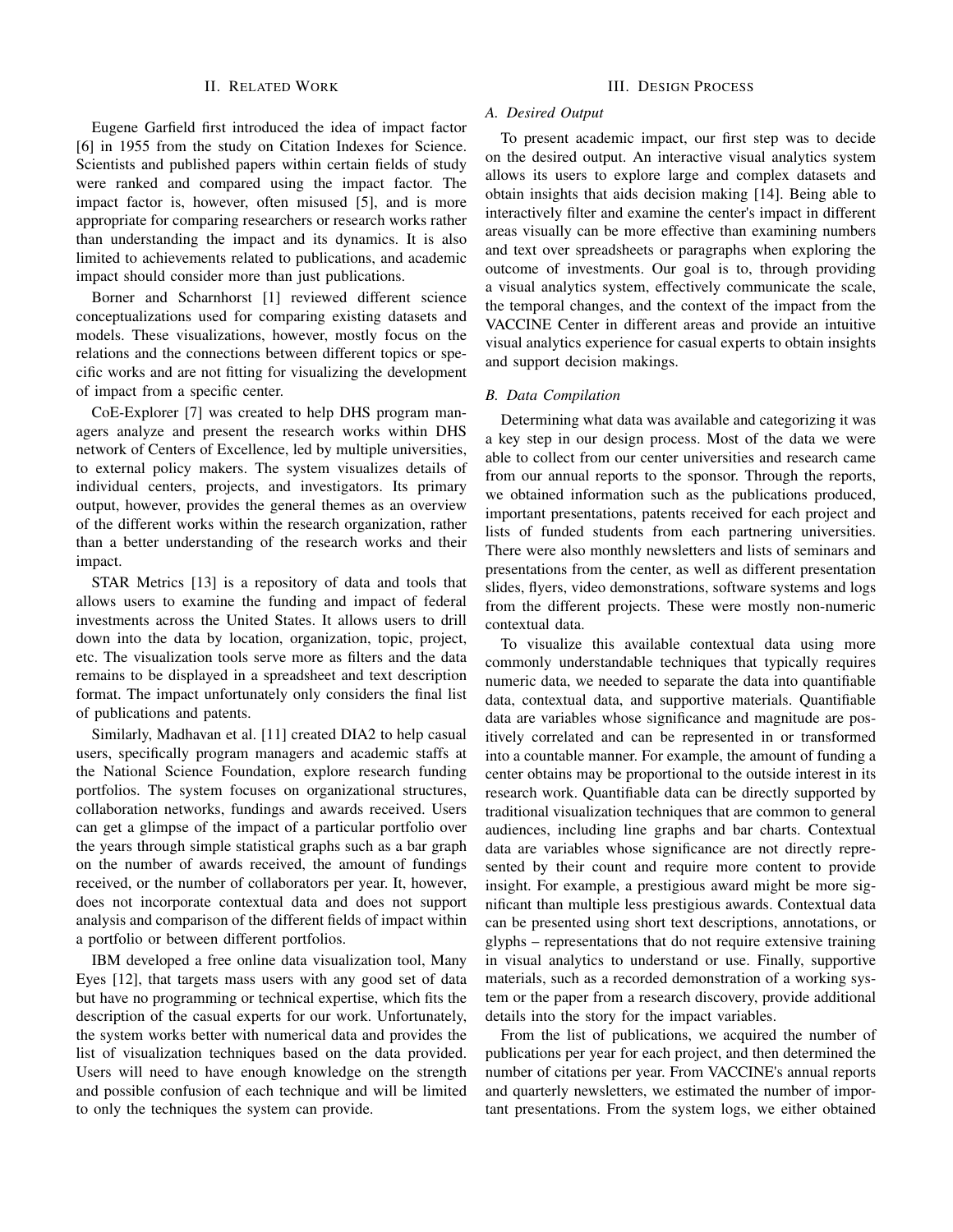## II. Related Work

Eugene Garfield first introduced the idea of impact factor [6] in 1955 from the study on Citation Indexes for Science. Scientists and published papers within certain fields of study were ranked and compared using the impact factor. The impact factor is, however, often misused [5], and is more appropriate for comparing researchers or research works rather than understanding the impact and its dynamics. It is also limited to achievements related to publications, and academic impact should consider more than just publications.

Borner and Scharnhorst [1] reviewed different science conceptualizations used for comparing existing datasets and models. These visualizations, however, mostly focus on the relations and the connections between different topics or specific works and are not fitting for visualizing the development of impact from a specific center.

CoE-Explorer [7] was created to help DHS program managers analyze and present the research works within DHS network of Centers of Excellence, led by multiple universities, to external policy makers. The system visualizes details of individual centers, projects, and investigators. Its primary output, however, provides the general themes as an overview of the different works within the research organization, rather than a better understanding of the research works and their impact.

STAR Metrics [13] is a repository of data and tools that allows users to examine the funding and impact of federal investments across the United States. It allows users to drill down into the data by location, organization, topic, project, etc. The visualization tools serve more as filters and the data remains to be displayed in a spreadsheet and text description format. The impact unfortunately only considers the final list of publications and patents.

Similarly, Madhavan et al. [11] created DIA2 to help casual users, specifically program managers and academic staffs at the National Science Foundation, explore research funding portfolios. The system focuses on organizational structures, collaboration networks, fundings and awards received. Users can get a glimpse of the impact of a particular portfolio over the years through simple statistical graphs such as a bar graph on the number of awards received, the amount of fundings received, or the number of collaborators per year. It, however, does not incorporate contextual data and does not support analysis and comparison of the different fields of impact within a portfolio or between different portfolios.

IBM developed a free online data visualization tool, Many Eyes [12], that targets mass users with any good set of data but have no programming or technical expertise, which fits the description of the casual experts for our work. Unfortunately, the system works better with numerical data and provides the list of visualization techniques based on the data provided. Users will need to have enough knowledge on the strength and possible confusion of each technique and will be limited to only the techniques the system can provide.

## III. Design Process

### *A. Desired Output*

To present academic impact, our first step was to decide on the desired output. An interactive visual analytics system allows its users to explore large and complex datasets and obtain insights that aids decision making [14]. Being able to interactively filter and examine the center's impact in different areas visually can be more effective than examining numbers and text over spreadsheets or paragraphs when exploring the outcome of investments. Our goal is to, through providing a visual analytics system, effectively communicate the scale, the temporal changes, and the context of the impact from the VACCINE Center in different areas and provide an intuitive visual analytics experience for casual experts to obtain insights and support decision makings.

### *B. Data Compilation*

Determining what data was available and categorizing it was a key step in our design process. Most of the data we were able to collect from our center universities and research came from our annual reports to the sponsor. Through the reports, we obtained information such as the publications produced, important presentations, patents received for each project and lists of funded students from each partnering universities. There were also monthly newsletters and lists of seminars and presentations from the center, as well as different presentation slides, flyers, video demonstrations, software systems and logs from the different projects. These were mostly non-numeric contextual data.

To visualize this available contextual data using more commonly understandable techniques that typically requires numeric data, we needed to separate the data into quantifiable data, contextual data, and supportive materials. Quantifiable data are variables whose significance and magnitude are positively correlated and can be represented in or transformed into a countable manner. For example, the amount of funding a center obtains may be proportional to the outside interest in its research work. Quantifiable data can be directly supported by traditional visualization techniques that are common to general audiences, including line graphs and bar charts. Contextual data are variables whose significance are not directly represented by their count and require more content to provide insight. For example, a prestigious award might be more significant than multiple less prestigious awards. Contextual data can be presented using short text descriptions, annotations, or glyphs – representations that do not require extensive training in visual analytics to understand or use. Finally, supportive materials, such as a recorded demonstration of a working system or the paper from a research discovery, provide additional details into the story for the impact variables.

From the list of publications, we acquired the number of publications per year for each project, and then determined the number of citations per year. From VACCINE's annual reports and quarterly newsletters, we estimated the number of important presentations. From the system logs, we either obtained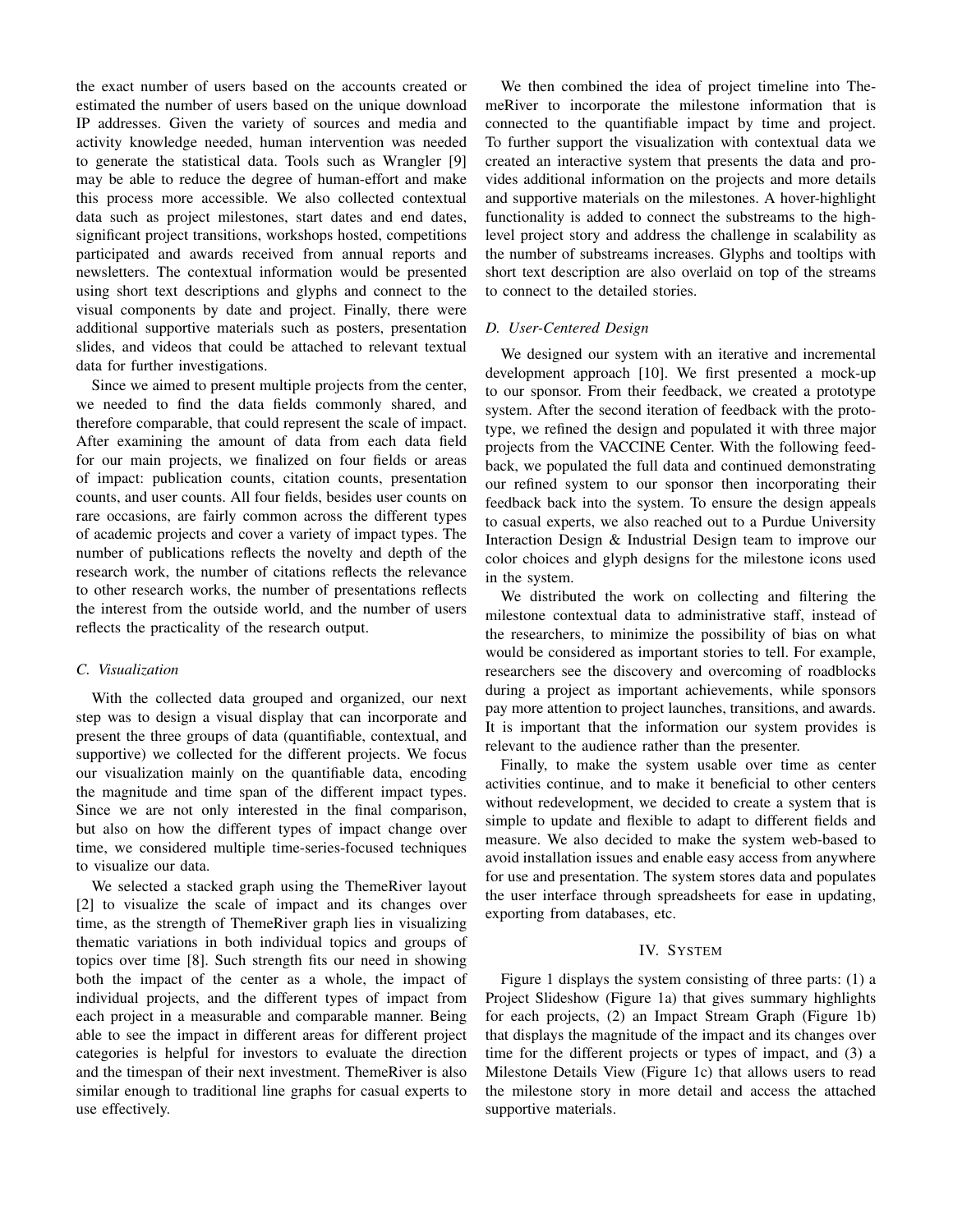the exact number of users based on the accounts created or estimated the number of users based on the unique download IP addresses. Given the variety of sources and media and activity knowledge needed, human intervention was needed to generate the statistical data. Tools such as Wrangler [9] may be able to reduce the degree of human-effort and make this process more accessible. We also collected contextual data such as project milestones, start dates and end dates, significant project transitions, workshops hosted, competitions participated and awards received from annual reports and newsletters. The contextual information would be presented using short text descriptions and glyphs and connect to the visual components by date and project. Finally, there were additional supportive materials such as posters, presentation slides, and videos that could be attached to relevant textual data for further investigations.

Since we aimed to present multiple projects from the center, we needed to find the data fields commonly shared, and therefore comparable, that could represent the scale of impact. After examining the amount of data from each data field for our main projects, we finalized on four fields or areas of impact: publication counts, citation counts, presentation counts, and user counts. All four fields, besides user counts on rare occasions, are fairly common across the different types of academic projects and cover a variety of impact types. The number of publications reflects the novelty and depth of the research work, the number of citations reflects the relevance to other research works, the number of presentations reflects the interest from the outside world, and the number of users reflects the practicality of the research output.

### C. Visualization

With the collected data grouped and organized, our next step was to design a visual display that can incorporate and present the three groups of data (quantifiable, contextual, and supportive) we collected for the different projects. We focus our visualization mainly on the quantifiable data, encoding the magnitude and time span of the different impact types. Since we are not only interested in the final comparison, but also on how the different types of impact change over time, we considered multiple time-series-focused techniques to visualize our data.

We selected a stacked graph using the ThemeRiver layout [2] to visualize the scale of impact and its changes over time, as the strength of ThemeRiver graph lies in visualizing thematic variations in both individual topics and groups of topics over time [8]. Such strength fits our need in showing both the impact of the center as a whole, the impact of individual projects, and the different types of impact from each project in a measurable and comparable manner. Being able to see the impact in different areas for different project categories is helpful for investors to evaluate the direction and the timespan of their next investment. ThemeRiver is also similar enough to traditional line graphs for casual experts to use effectively.

We then combined the idea of project timeline into ThemeRiver to incorporate the milestone information that is connected to the quantifiable impact by time and project. To further support the visualization with contextual data we created an interactive system that presents the data and provides additional information on the projects and more details and supportive materials on the milestones. A hover-highlight functionality is added to connect the substreams to the high-level project story and address the challenge in scalability as the number of substreams increases. Glyphs and tooltips with short text description are also overlaid on top of the streams to connect to the detailed stories.

### D. User-Centered Design

We designed our system with an iterative and incremental development approach [10]. We first presented a mock-up to our sponsor. From their feedback, we created a prototype system. After the second iteration of feedback with the prototype, we refined the design and populated it with three major projects from the VACCINE Center. With the following feedback, we populated the full data and continued demonstrating our refined system to our sponsor then incorporating their feedback back into the system. To ensure the design appeals to casual experts, we also reached out to a Purdue University Interaction Design & Industrial Design team to improve our color choices and glyph designs for the milestone icons used in the system.

We distributed the work on collecting and filtering the milestone contextual data to administrative staff, instead of the researchers, to minimize the possibility of bias on what would be considered as important stories to tell. For example, researchers see the discovery and overcoming of roadblocks during a project as important achievements, while sponsors pay more attention to project launches, transitions, and awards. It is important that the information our system provides is relevant to the audience rather than the presenter.

Finally, to make the system usable over time as center activities continue, and to make it beneficial to other centers without redevelopment, we decided to create a system that is simple to update and flexible to adapt to different fields and measure. We also decided to make the system web-based to avoid installation issues and enable easy access from anywhere for use and presentation. The system stores data and populates the user interface through spreadsheets for ease in updating, exporting from databases, etc.

## IV. System

Figure 1 displays the system consisting of three parts: (1) a Project Slideshow (Figure 1a) that gives summary highlights for each projects, (2) an Impact Stream Graph (Figure 1b) that displays the magnitude of the impact and its changes over time for the different projects or types of impact, and (3) a Milestone Details View (Figure 1c) that allows users to read the milestone story in more detail and access the attached supportive materials.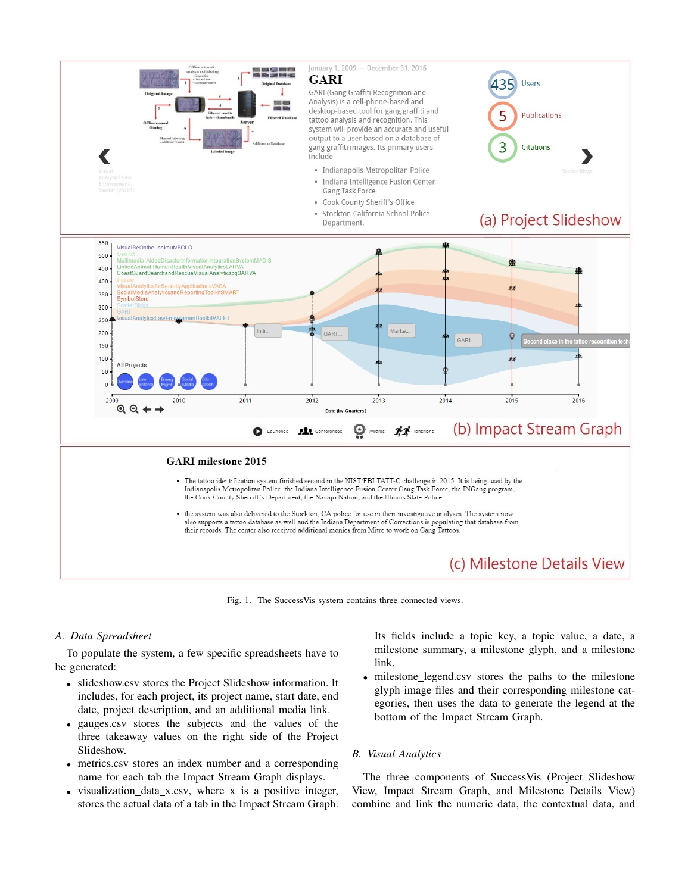Fig. 1. The SuccessVis system contains three connected views.

### A. Data Spreadsheet

To populate the system, a few specific spreadsheets have to be generated:

- slideshow.csv stores the Project Slideshow information. It includes, for each project, its project name, start date, end date, project description, and an additional media link.
- gauges.csv stores the subjects and the values of the three takeaway values on the right side of the Project Slideshow.
- metrics.csv stores an index number and a corresponding name for each tab the Impact Stream Graph displays.
- visualization_data_x.csv, where x is a positive integer, stores the actual data of a tab in the Impact Stream Graph. Its fields include a topic key, a topic value, a date, a milestone summary, a milestone glyph, and a milestone link.
- milestone_legend.csv stores the paths to the milestone glyph image files and their corresponding milestone categories, then uses the data to generate the legend at the bottom of the Impact Stream Graph.

### B. Visual Analytics

The three components of SuccessVis (Project Slideshow View, Impact Stream Graph, and Milestone Details View) combine and link the numeric data, the contextual data, and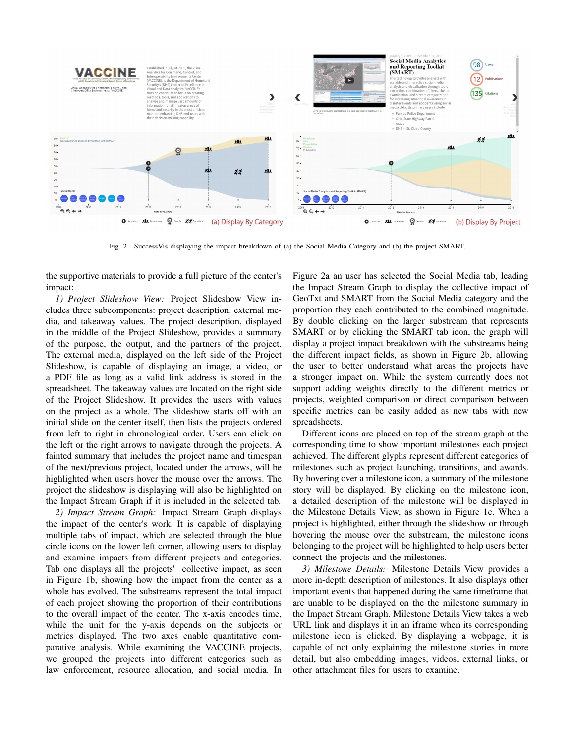Fig. 2. SuccessVis displaying the impact breakdown of (a) the Social Media Category and (b) the project SMART.

the supportive materials to provide a full picture of the center's impact:

*1) Project Slideshow View:* Project Slideshow View includes three subcomponents: project description, external media, and takeaway values. The project description, displayed in the middle of the Project Slideshow, provides a summary of the purpose, the output, and the partners of the project. The external media, displayed on the left side of the Project Slideshow, is capable of displaying an image, a video, or a PDF file as long as a valid link address is stored in the spreadsheet. The takeaway values are located on the right side of the Project Slideshow. It provides the users with values on the project as a whole. The slideshow starts off with an initial slide on the center itself, then lists the projects ordered from left to right in chronological order. Users can click on the left or the right arrows to navigate through the projects. A fainted summary that includes the project name and timespan of the next/previous project, located under the arrows, will be highlighted when users hover the mouse over the arrows. The project the slideshow is displaying will also be highlighted on the Impact Stream Graph if it is included in the selected tab.

*2) Impact Stream Graph:* Impact Stream Graph displays the impact of the center's work. It is capable of displaying multiple tabs of impact, which are selected through the blue circle icons on the lower left corner, allowing users to display and examine impacts from different projects and categories. Tab one displays all the projects' collective impact, as seen in Figure 1b, showing how the impact from the center as a whole has evolved. The substreams represent the total impact of each project showing the proportion of their contributions to the overall impact of the center. The x-axis encodes time, while the unit for the y-axis depends on the subjects or metrics displayed. The two axes enable quantitative comparative analysis. While examining the VACCINE projects, we grouped the projects into different categories such as law enforcement, resource allocation, and social media. In Figure 2a an user has selected the Social Media tab, leading the Impact Stream Graph to display the collective impact of GeoTxt and SMART from the Social Media category and the proportion they each contributed to the combined magnitude. By double clicking on the larger substream that represents SMART or by clicking the SMART tab icon, the graph will display a project impact breakdown with the substreams being the different impact fields, as shown in Figure 2b, allowing the user to better understand what areas the projects have a stronger impact on. While the system currently does not support adding weights directly to the different metrics or projects, weighted comparison or direct comparison between specific metrics can be easily added as new tabs with new spreadsheets.

Different icons are placed on top of the stream graph at the corresponding time to show important milestones each project achieved. The different glyphs represent different categories of milestones such as project launching, transitions, and awards. By hovering over a milestone icon, a summary of the milestone story will be displayed. By clicking on the milestone icon, a detailed description of the milestone will be displayed in the Milestone Details View, as shown in Figure 1c. When a project is highlighted, either through the slideshow or through hovering the mouse over the substream, the milestone icons belonging to the project will be highlighted to help users better connect the projects and the milestones.

*3) Milestone Details:* Milestone Details View provides a more in-depth description of milestones. It also displays other important events that happened during the same timeframe that are unable to be displayed on the the milestone summary in the Impact Stream Graph. Milestone Details View takes a web URL link and displays it in an iframe when its corresponding milestone icon is clicked. By displaying a webpage, it is capable of not only explaining the milestone stories in more detail, but also embedding images, videos, external links, or other attachment files for users to examine.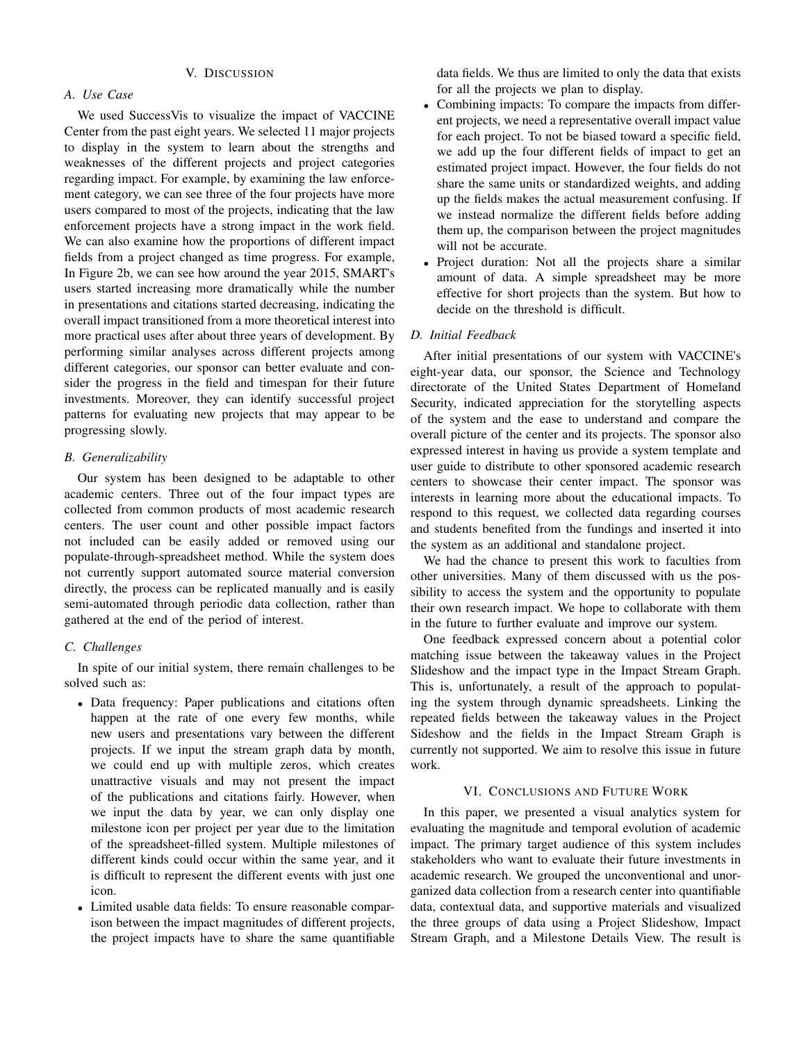## V. Discussion

### A. Use Case

We used SuccessVis to visualize the impact of VACCINE Center from the past eight years. We selected 11 major projects to display in the system to learn about the strengths and weaknesses of the different projects and project categories regarding impact. For example, by examining the law enforcement category, we can see three of the four projects have more users compared to most of the projects, indicating that the law enforcement projects have a strong impact in the work field. We can also examine how the proportions of different impact fields from a project changed as time progress. For example, In Figure 2b, we can see how around the year 2015, SMART's users started increasing more dramatically while the number in presentations and citations started decreasing, indicating the overall impact transitioned from a more theoretical interest into more practical uses after about three years of development. By performing similar analyses across different projects among different categories, our sponsor can better evaluate and consider the progress in the field and timespan for their future investments. Moreover, they can identify successful project patterns for evaluating new projects that may appear to be progressing slowly.

### B. Generalizability

Our system has been designed to be adaptable to other academic centers. Three out of the four impact types are collected from common products of most academic research centers. The user count and other possible impact factors not included can be easily added or removed using our populate-through-spreadsheet method. While the system does not currently support automated source material conversion directly, the process can be replicated manually and is easily semi-automated through periodic data collection, rather than gathered at the end of the period of interest.

### C. Challenges

In spite of our initial system, there remain challenges to be solved such as:

- Data frequency: Paper publications and citations often happen at the rate of one every few months, while new users and presentations vary between the different projects. If we input the stream graph data by month, we could end up with multiple zeros, which creates unattractive visuals and may not present the impact of the publications and citations fairly. However, when we input the data by year, we can only display one milestone icon per project per year due to the limitation of the spreadsheet-filled system. Multiple milestones of different kinds could occur within the same year, and it is difficult to represent the different events with just one icon.
- Limited usable data fields: To ensure reasonable comparison between the impact magnitudes of different projects, the project impacts have to share the same quantifiable data fields. We thus are limited to only the data that exists for all the projects we plan to display.
- Combining impacts: To compare the impacts from different projects, we need a representative overall impact value for each project. To not be biased toward a specific field, we add up the four different fields of impact to get an estimated project impact. However, the four fields do not share the same units or standardized weights, and adding up the fields makes the actual measurement confusing. If we instead normalize the different fields before adding them up, the comparison between the project magnitudes will not be accurate.
- Project duration: Not all the projects share a similar amount of data. A simple spreadsheet may be more effective for short projects than the system. But how to decide on the threshold is difficult.

### D. Initial Feedback

After initial presentations of our system with VACCINE's eight-year data, our sponsor, the Science and Technology directorate of the United States Department of Homeland Security, indicated appreciation for the storytelling aspects of the system and the ease to understand and compare the overall picture of the center and its projects. The sponsor also expressed interest in having us provide a system template and user guide to distribute to other sponsored academic research centers to showcase their center impact. The sponsor was interests in learning more about the educational impacts. To respond to this request, we collected data regarding courses and students benefited from the fundings and inserted it into the system as an additional and standalone project.

We had the chance to present this work to faculties from other universities. Many of them discussed with us the possibility to access the system and the opportunity to populate their own research impact. We hope to collaborate with them in the future to further evaluate and improve our system.

One feedback expressed concern about a potential color matching issue between the takeaway values in the Project Slideshow and the impact type in the Impact Stream Graph. This is, unfortunately, a result of the approach to populating the system through dynamic spreadsheets. Linking the repeated fields between the takeaway values in the Project Sideshow and the fields in the Impact Stream Graph is currently not supported. We aim to resolve this issue in future work.

## VI. Conclusions and Future Work

In this paper, we presented a visual analytics system for evaluating the magnitude and temporal evolution of academic impact. The primary target audience of this system includes stakeholders who want to evaluate their future investments in academic research. We grouped the unconventional and unorganized data collection from a research center into quantifiable data, contextual data, and supportive materials and visualized the three groups of data using a Project Slideshow, Impact Stream Graph, and a Milestone Details View. The result is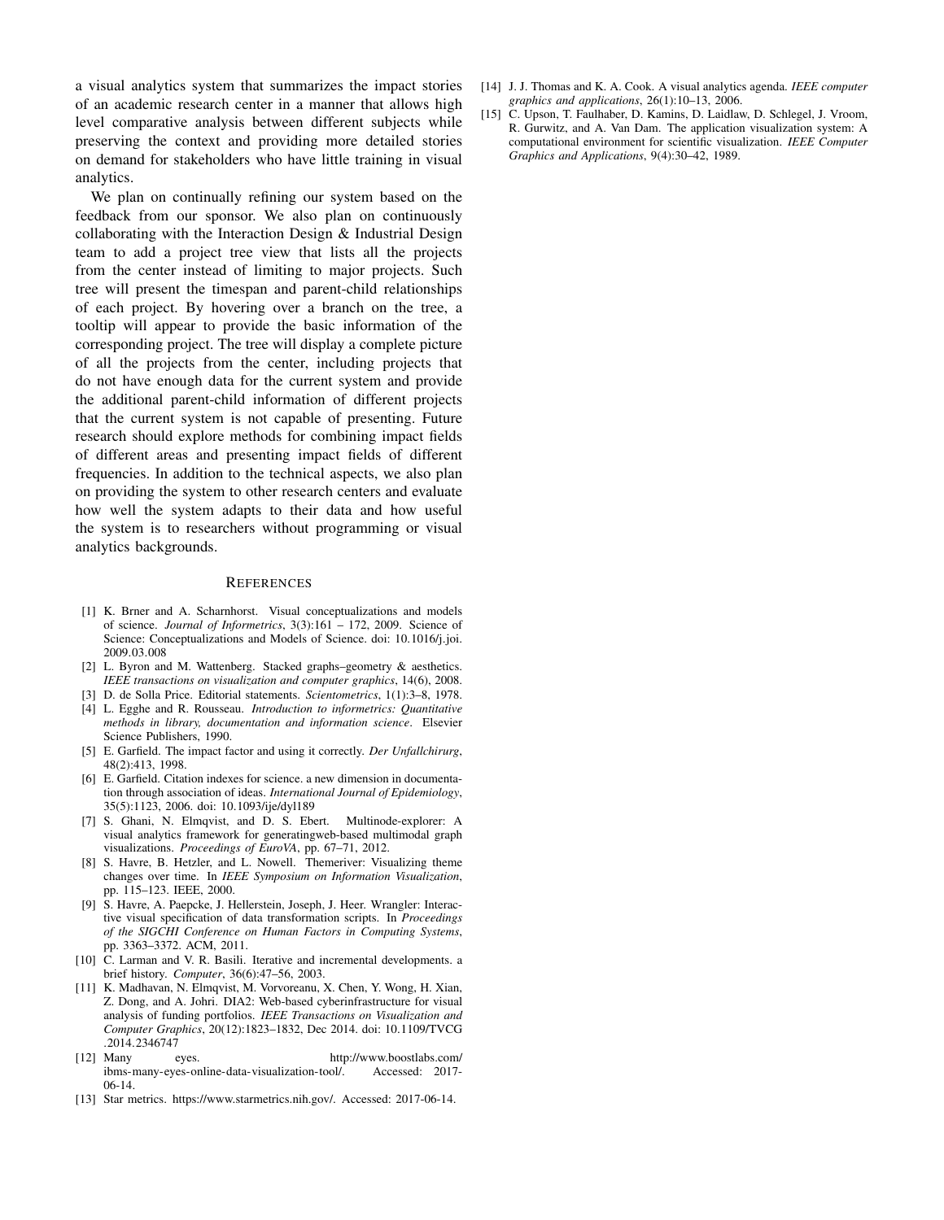a visual analytics system that summarizes the impact stories of an academic research center in a manner that allows high level comparative analysis between different subjects while preserving the context and providing more detailed stories on demand for stakeholders who have little training in visual analytics.

We plan on continually refining our system based on the feedback from our sponsor. We also plan on continuously collaborating with the Interaction Design & Industrial Design team to add a project tree view that lists all the projects from the center instead of limiting to major projects. Such tree will present the timespan and parent-child relationships of each project. By hovering over a branch on the tree, a tooltip will appear to provide the basic information of the corresponding project. The tree will display a complete picture of all the projects from the center, including projects that do not have enough data for the current system and provide the additional parent-child information of different projects that the current system is not capable of presenting. Future research should explore methods for combining impact fields of different areas and presenting impact fields of different frequencies. In addition to the technical aspects, we also plan on providing the system to other research centers and evaluate how well the system adapts to their data and how useful the system is to researchers without programming or visual analytics backgrounds.

## References

[1] K. Brner and A. Scharnhorst. Visual conceptualizations and models of science. *Journal of Informetrics*, 3(3):161 – 172, 2009. Science of Science: Conceptualizations and Models of Science. doi: 10.1016/j.joi.2009.03.008

[2] L. Byron and M. Wattenberg. Stacked graphs–geometry & aesthetics. *IEEE transactions on visualization and computer graphics*, 14(6), 2008.

[3] D. de Solla Price. Editorial statements. *Scientometrics*, 1(1):3–8, 1978.

[4] L. Egghe and R. Rousseau. *Introduction to informetrics: Quantitative methods in library, documentation and information science*. Elsevier Science Publishers, 1990.

[5] E. Garfield. The impact factor and using it correctly. *Der Unfallchirurg*, 48(2):413, 1998.

[6] E. Garfield. Citation indexes for science. a new dimension in documentation through association of ideas. *International Journal of Epidemiology*, 35(5):1123, 2006. doi: 10.1093/ije/dyl189

[7] S. Ghani, N. Elmqvist, and D. S. Ebert. Multinode-explorer: A visual analytics framework for generatingweb-based multimodal graph visualizations. *Proceedings of EuroVA*, pp. 67–71, 2012.

[8] S. Havre, B. Hetzler, and L. Nowell. Themeriver: Visualizing theme changes over time. In *IEEE Symposium on Information Visualization*, pp. 115–123. IEEE, 2000.

[9] S. Havre, A. Paepcke, J. Hellerstein, Joseph, J. Heer. Wrangler: Interactive visual specification of data transformation scripts. In *Proceedings of the SIGCHI Conference on Human Factors in Computing Systems*, pp. 3363–3372. ACM, 2011.

[10] C. Larman and V. R. Basili. Iterative and incremental developments. a brief history. *Computer*, 36(6):47–56, 2003.

[11] K. Madhavan, N. Elmqvist, M. Vorvoreanu, X. Chen, Y. Wong, H. Xian, Z. Dong, and A. Johri. DIA2: Web-based cyberinfrastructure for visual analysis of funding portfolios. *IEEE Transactions on Visualization and Computer Graphics*, 20(12):1823–1832, Dec 2014. doi: 10.1109/TVCG.2014.2346747

[12] Many eyes. http://www.boostlabs.com/ibms-many-eyes-online-data-visualization-tool/. Accessed: 2017-06-14.

[13] Star metrics. https://www.starmetrics.nih.gov/. Accessed: 2017-06-14.

[14] J. J. Thomas and K. A. Cook. A visual analytics agenda. *IEEE computer graphics and applications*, 26(1):10–13, 2006.

[15] C. Upson, T. Faulhaber, D. Kamins, D. Laidlaw, D. Schlegel, J. Vroom, R. Gurwitz, and A. Van Dam. The application visualization system: A computational environment for scientific visualization. *IEEE Computer Graphics and Applications*, 9(4):30–42, 1989.